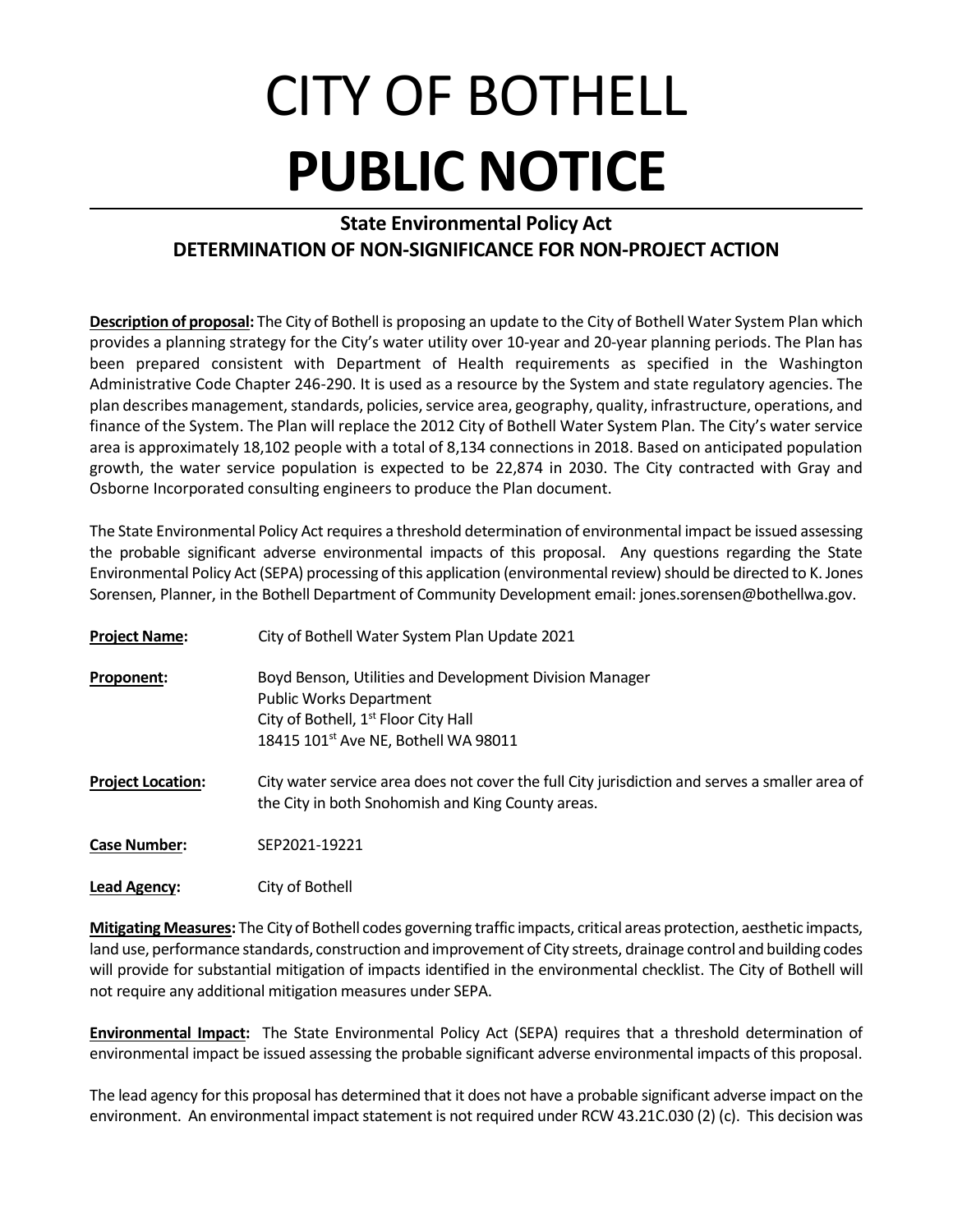# CITY OF BOTHELL

# PUBLIC NOTICE

## State Environmental Policy Act
## DETERMINATION OF NON-SIGNIFICANCE FOR NON-PROJECT ACTION

**Description of proposal:** The City of Bothell is proposing an update to the City of Bothell Water System Plan which provides a planning strategy for the City's water utility over 10-year and 20-year planning periods. The Plan has been prepared consistent with Department of Health requirements as specified in the Washington Administrative Code Chapter 246-290. It is used as a resource by the System and state regulatory agencies. The plan describes management, standards, policies, service area, geography, quality, infrastructure, operations, and finance of the System. The Plan will replace the 2012 City of Bothell Water System Plan. The City's water service area is approximately 18,102 people with a total of 8,134 connections in 2018. Based on anticipated population growth, the water service population is expected to be 22,874 in 2030. The City contracted with Gray and Osborne Incorporated consulting engineers to produce the Plan document.

The State Environmental Policy Act requires a threshold determination of environmental impact be issued assessing the probable significant adverse environmental impacts of this proposal. Any questions regarding the State Environmental Policy Act (SEPA) processing of this application (environmental review) should be directed to K. Jones Sorensen, Planner, in the Bothell Department of Community Development email: jones.sorensen@bothellwa.gov.

**Project Name:** City of Bothell Water System Plan Update 2021

**Proponent:** Boyd Benson, Utilities and Development Division Manager
Public Works Department
City of Bothell, 1st Floor City Hall
18415 101st Ave NE, Bothell WA 98011

**Project Location:** City water service area does not cover the full City jurisdiction and serves a smaller area of the City in both Snohomish and King County areas.

**Case Number:** SEP2021-19221

**Lead Agency:** City of Bothell

**Mitigating Measures:** The City of Bothell codes governing traffic impacts, critical areas protection, aesthetic impacts, land use, performance standards, construction and improvement of City streets, drainage control and building codes will provide for substantial mitigation of impacts identified in the environmental checklist. The City of Bothell will not require any additional mitigation measures under SEPA.

**Environmental Impact:** The State Environmental Policy Act (SEPA) requires that a threshold determination of environmental impact be issued assessing the probable significant adverse environmental impacts of this proposal.

The lead agency for this proposal has determined that it does not have a probable significant adverse impact on the environment. An environmental impact statement is not required under RCW 43.21C.030 (2) (c). This decision was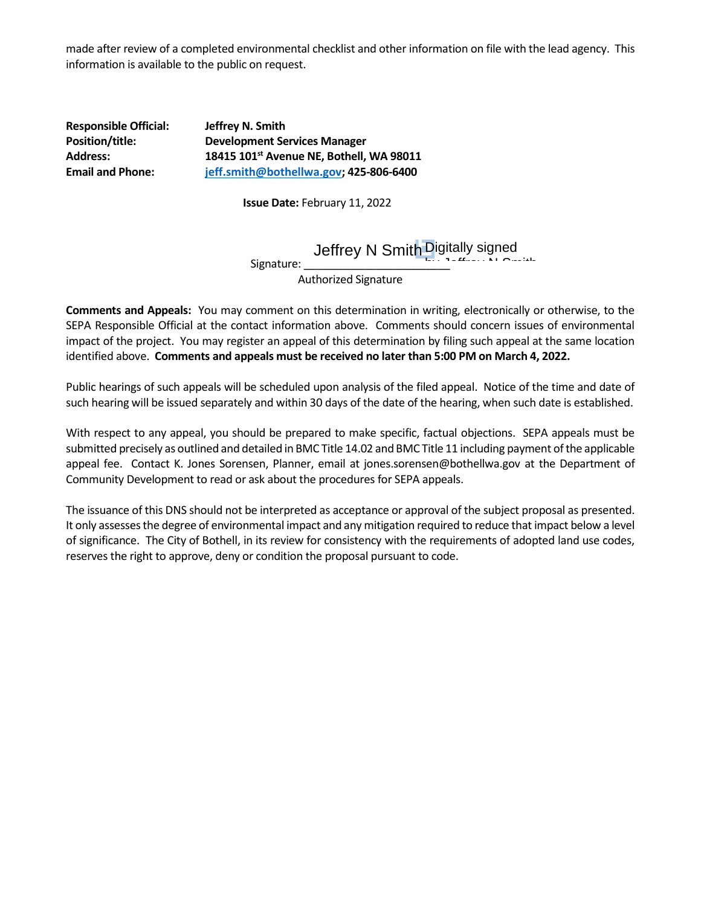made after review of a completed environmental checklist and other information on file with the lead agency. This information is available to the public on request.

| | |
|---|---|
| **Responsible Official:** | **Jeffrey N. Smith** |
| **Position/title:** | **Development Services Manager** |
| **Address:** | **18415 101st Avenue NE, Bothell, WA 98011** |
| **Email and Phone:** | **jeff.smith@bothellwa.gov; 425-806-6400** |

**Issue Date:** February 11, 2022

Signature: Jeffrey N Smith Digitally signed by Jeffrey N Smith

Authorized Signature

**Comments and Appeals:** You may comment on this determination in writing, electronically or otherwise, to the SEPA Responsible Official at the contact information above. Comments should concern issues of environmental impact of the project. You may register an appeal of this determination by filing such appeal at the same location identified above. **Comments and appeals must be received no later than 5:00 PM on March 4, 2022.**

Public hearings of such appeals will be scheduled upon analysis of the filed appeal. Notice of the time and date of such hearing will be issued separately and within 30 days of the date of the hearing, when such date is established.

With respect to any appeal, you should be prepared to make specific, factual objections. SEPA appeals must be submitted precisely as outlined and detailed in BMC Title 14.02 and BMC Title 11 including payment of the applicable appeal fee. Contact K. Jones Sorensen, Planner, email at jones.sorensen@bothellwa.gov at the Department of Community Development to read or ask about the procedures for SEPA appeals.

The issuance of this DNS should not be interpreted as acceptance or approval of the subject proposal as presented. It only assesses the degree of environmental impact and any mitigation required to reduce that impact below a level of significance. The City of Bothell, in its review for consistency with the requirements of adopted land use codes, reserves the right to approve, deny or condition the proposal pursuant to code.